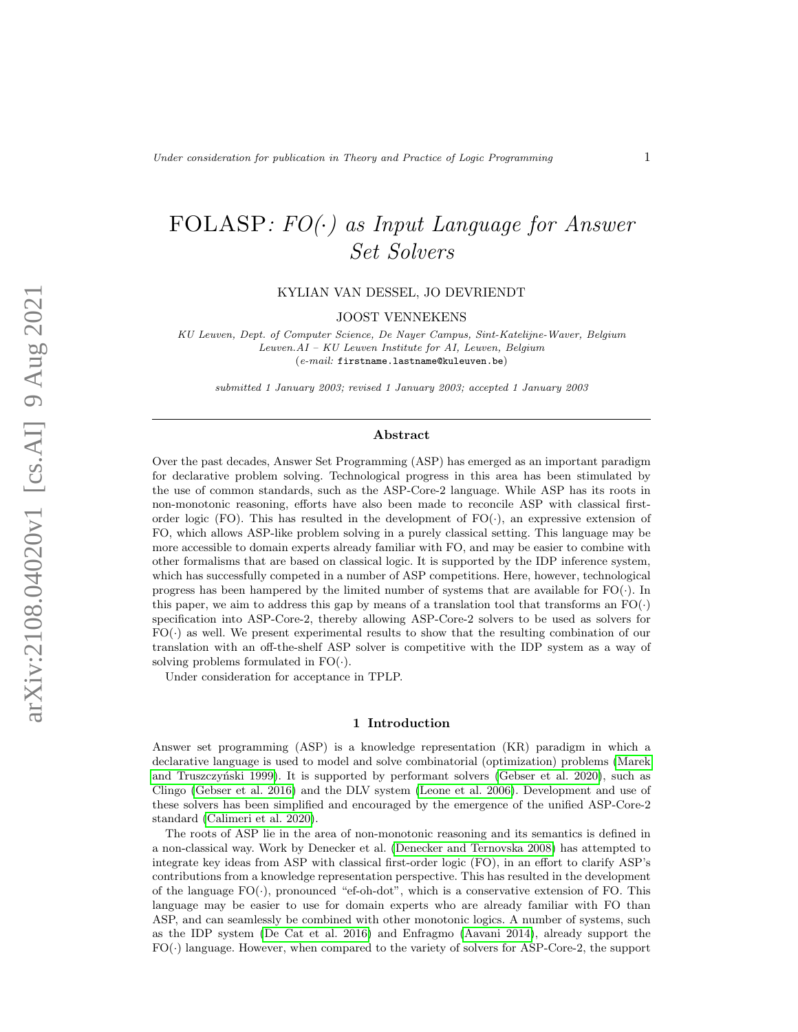# FOLASP: *FO(·) as Input Language for Answer Set Solvers*

KYLIAN VAN DESSEL, JO DEVRIENDT

JOOST VENNEKENS

*KU Leuven, Dept. of Computer Science, De Nayer Campus, Sint-Katelijne-Waver, Belgium*
*Leuven.AI – KU Leuven Institute for AI, Leuven, Belgium*
(*e-mail:* firstname.lastname@kuleuven.be)

*submitted 1 January 2003; revised 1 January 2003; accepted 1 January 2003*

## Abstract

Over the past decades, Answer Set Programming (ASP) has emerged as an important paradigm for declarative problem solving. Technological progress in this area has been stimulated by the use of common standards, such as the ASP-Core-2 language. While ASP has its roots in non-monotonic reasoning, efforts have also been made to reconcile ASP with classical first-order logic (FO). This has resulted in the development of FO(·), an expressive extension of FO, which allows ASP-like problem solving in a purely classical setting. This language may be more accessible to domain experts already familiar with FO, and may be easier to combine with other formalisms that are based on classical logic. It is supported by the IDP inference system, which has successfully competed in a number of ASP competitions. Here, however, technological progress has been hampered by the limited number of systems that are available for FO(·). In this paper, we aim to address this gap by means of a translation tool that transforms an FO(·) specification into ASP-Core-2, thereby allowing ASP-Core-2 solvers to be used as solvers for FO(·) as well. We present experimental results to show that the resulting combination of our translation with an off-the-shelf ASP solver is competitive with the IDP system as a way of solving problems formulated in FO(·).

Under consideration for acceptance in TPLP.

## 1 Introduction

Answer set programming (ASP) is a knowledge representation (KR) paradigm in which a declarative language is used to model and solve combinatorial (optimization) problems (Marek and Truszczyński 1999). It is supported by performant solvers (Gebser et al. 2020), such as Clingo (Gebser et al. 2016) and the DLV system (Leone et al. 2006). Development and use of these solvers has been simplified and encouraged by the emergence of the unified ASP-Core-2 standard (Calimeri et al. 2020).

The roots of ASP lie in the area of non-monotonic reasoning and its semantics is defined in a non-classical way. Work by Denecker et al. (Denecker and Ternovska 2008) has attempted to integrate key ideas from ASP with classical first-order logic (FO), in an effort to clarify ASP's contributions from a knowledge representation perspective. This has resulted in the development of the language FO(·), pronounced "ef-oh-dot", which is a conservative extension of FO. This language may be easier to use for domain experts who are already familiar with FO than ASP, and can seamlessly be combined with other monotonic logics. A number of systems, such as the IDP system (De Cat et al. 2016) and Enfragmo (Aavani 2014), already support the FO(·) language. However, when compared to the variety of solvers for ASP-Core-2, the support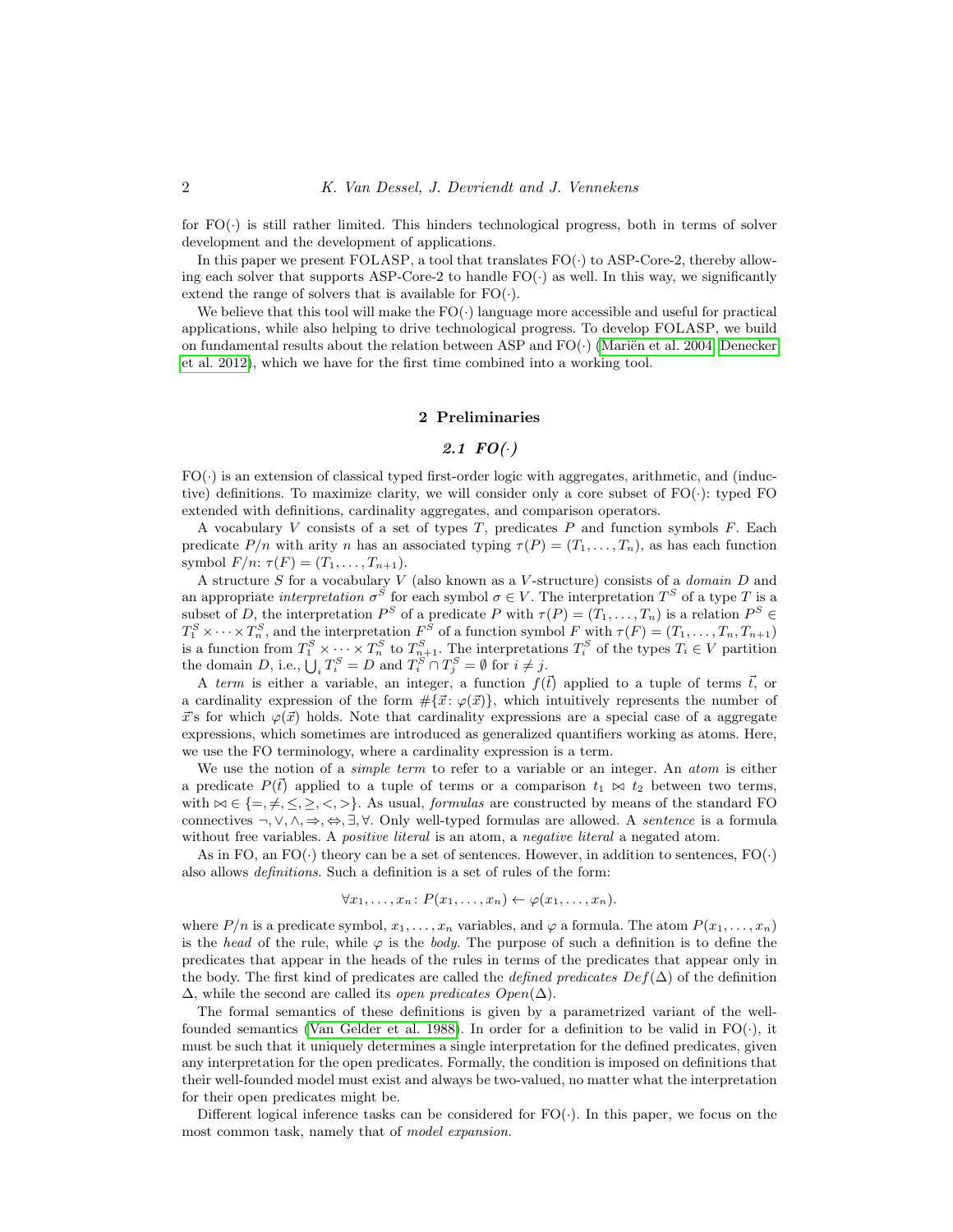for FO(·) is still rather limited. This hinders technological progress, both in terms of solver development and the development of applications.

In this paper we present FOLASP, a tool that translates FO(·) to ASP-Core-2, thereby allowing each solver that supports ASP-Core-2 to handle FO(·) as well. In this way, we significantly extend the range of solvers that is available for FO(·).

We believe that this tool will make the FO(·) language more accessible and useful for practical applications, while also helping to drive technological progress. To develop FOLASP, we build on fundamental results about the relation between ASP and FO(·) (Mariën et al. 2004; Denecker et al. 2012), which we have for the first time combined into a working tool.

## 2 Preliminaries

### 2.1 FO(·)

FO(·) is an extension of classical typed first-order logic with aggregates, arithmetic, and (inductive) definitions. To maximize clarity, we will consider only a core subset of FO(·): typed FO extended with definitions, cardinality aggregates, and comparison operators.

A vocabulary $V$ consists of a set of types $T$, predicates $P$ and function symbols $F$. Each predicate $P/n$ with arity $n$ has an associated typing $\tau(P) = (T_1, \ldots, T_n)$, as has each function symbol $F/n$: $\tau(F) = (T_1, \ldots, T_{n+1})$.

A structure $S$ for a vocabulary $V$ (also known as a $V$-structure) consists of a *domain* $D$ and an appropriate *interpretation* $\sigma^S$ for each symbol $\sigma \in V$. The interpretation $T^S$ of a type $T$ is a subset of $D$, the interpretation $P^S$ of a predicate $P$ with $\tau(P) = (T_1, \ldots, T_n)$ is a relation $P^S \in T_1^S \times \cdots \times T_n^S$, and the interpretation $F^S$ of a function symbol $F$ with $\tau(F) = (T_1, \ldots, T_n, T_{n+1})$ is a function from $T_1^S \times \cdots \times T_n^S$ to $T_{n+1}^S$. The interpretations $T_i^S$ of the types $T_i \in V$ partition the domain $D$, i.e., $\bigcup_i T_i^S = D$ and $T_i^S \cap T_j^S = \emptyset$ for $i \neq j$.

A *term* is either a variable, an integer, a function $f(\vec{t})$ applied to a tuple of terms $\vec{t}$, or a cardinality expression of the form $\#\{\vec{x} \colon \varphi(\vec{x})\}$, which intuitively represents the number of $\vec{x}$'s for which $\varphi(\vec{x})$ holds. Note that cardinality expressions are a special case of a aggregate expressions, which sometimes are introduced as generalized quantifiers working as atoms. Here, we use the FO terminology, where a cardinality expression is a term.

We use the notion of a *simple term* to refer to a variable or an integer. An *atom* is either a predicate $P(\vec{t})$ applied to a tuple of terms or a comparison $t_1 \bowtie t_2$ between two terms, with $\bowtie \in \{=, \neq, \leq, \geq, <, >\}$. As usual, *formulas* are constructed by means of the standard FO connectives $\neg, \vee, \wedge, \Rightarrow, \Leftrightarrow, \exists, \forall$. Only well-typed formulas are allowed. A *sentence* is a formula without free variables. A *positive literal* is an atom, a *negative literal* a negated atom.

As in FO, an FO(·) theory can be a set of sentences. However, in addition to sentences, FO(·) also allows *definitions*. Such a definition is a set of rules of the form:

$$\forall x_1, \ldots, x_n \colon P(x_1, \ldots, x_n) \leftarrow \varphi(x_1, \ldots, x_n).$$

where $P/n$ is a predicate symbol, $x_1, \ldots, x_n$ variables, and $\varphi$ a formula. The atom $P(x_1, \ldots, x_n)$ is the *head* of the rule, while $\varphi$ is the *body*. The purpose of such a definition is to define the predicates that appear in the heads of the rules in terms of the predicates that appear only in the body. The first kind of predicates are called the *defined predicates* $Def(\Delta)$ of the definition $\Delta$, while the second are called its *open predicates* $Open(\Delta)$.

The formal semantics of these definitions is given by a parametrized variant of the well-founded semantics (Van Gelder et al. 1988). In order for a definition to be valid in FO(·), it must be such that it uniquely determines a single interpretation for the defined predicates, given any interpretation for the open predicates. Formally, the condition is imposed on definitions that their well-founded model must exist and always be two-valued, no matter what the interpretation for their open predicates might be.

Different logical inference tasks can be considered for FO(·). In this paper, we focus on the most common task, namely that of *model expansion*.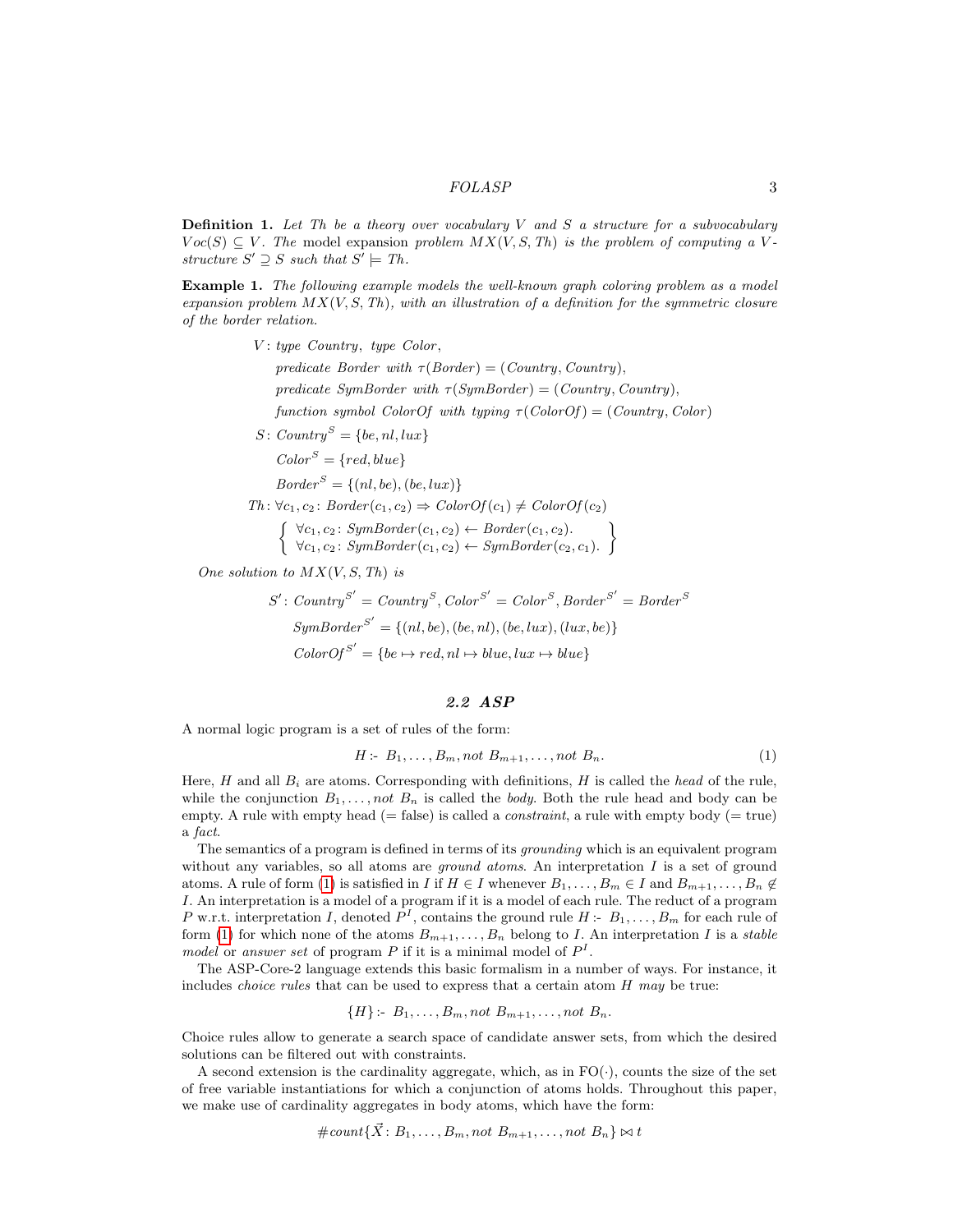**Definition 1.** *Let Th be a theory over vocabulary V and S a structure for a subvocabulary $Voc(S) \subseteq V$. The* model expansion *problem $MX(V, S, Th)$ is the problem of computing a $V$-structure $S' \supseteq S$ such that $S' \models Th$.*

**Example 1.** *The following example models the well-known graph coloring problem as a model expansion problem $MX(V, S, Th)$, with an illustration of a definition for the symmetric closure of the border relation.*

$$
\begin{aligned}
V\colon & \textit{type Country},\ \textit{type Color},\\
& \textit{predicate Border with } \tau(\mathit{Border}) = (\mathit{Country}, \mathit{Country}),\\
& \textit{predicate SymBorder with } \tau(\mathit{SymBorder}) = (\mathit{Country}, \mathit{Country}),\\
& \textit{function symbol ColorOf with typing } \tau(\mathit{ColorOf}) = (\mathit{Country}, \mathit{Color})\\
S\colon & \mathit{Country}^S = \{be, nl, lux\}\\
& \mathit{Color}^S = \{red, blue\}\\
& \mathit{Border}^S = \{(nl, be), (be, lux)\}\\
Th\colon & \forall c_1, c_2\colon \mathit{Border}(c_1, c_2) \Rightarrow \mathit{ColorOf}(c_1) \neq \mathit{ColorOf}(c_2)\\
& \left\{ \begin{array}{l} \forall c_1, c_2\colon \mathit{SymBorder}(c_1, c_2) \leftarrow \mathit{Border}(c_1, c_2).\\ \forall c_1, c_2\colon \mathit{SymBorder}(c_1, c_2) \leftarrow \mathit{SymBorder}(c_2, c_1). \end{array} \right\}
\end{aligned}
$$

*One solution to $MX(V, S, Th)$ is*

$$
\begin{aligned}
S'\colon & \mathit{Country}^{S'} = \mathit{Country}^S, \mathit{Color}^{S'} = \mathit{Color}^S, \mathit{Border}^{S'} = \mathit{Border}^S\\
& \mathit{SymBorder}^{S'} = \{(nl, be), (be, nl), (be, lux), (lux, be)\}\\
& \mathit{ColorOf}^{S'} = \{be \mapsto red, nl \mapsto blue, lux \mapsto blue\}
\end{aligned}
$$

### 2.2 ASP

A normal logic program is a set of rules of the form:

$$H \text{ :- } B_1, \ldots, B_m, \textit{not } B_{m+1}, \ldots, \textit{not } B_n. \tag{1}$$

Here, $H$ and all $B_i$ are atoms. Corresponding with definitions, $H$ is called the *head* of the rule, while the conjunction $B_1, \ldots, \textit{not } B_n$ is called the *body*. Both the rule head and body can be empty. A rule with empty head (= false) is called a *constraint*, a rule with empty body (= true) a *fact*.

The semantics of a program is defined in terms of its *grounding* which is an equivalent program without any variables, so all atoms are *ground atoms*. An interpretation $I$ is a set of ground atoms. A rule of form (1) is satisfied in $I$ if $H \in I$ whenever $B_1, \ldots, B_m \in I$ and $B_{m+1}, \ldots, B_n \notin I$. An interpretation is a model of a program if it is a model of each rule. The reduct of a program $P$ w.r.t. interpretation $I$, denoted $P^I$, contains the ground rule $H \text{ :- } B_1, \ldots, B_m$ for each rule of form (1) for which none of the atoms $B_{m+1}, \ldots, B_n$ belong to $I$. An interpretation $I$ is a *stable model* or *answer set* of program $P$ if it is a minimal model of $P^I$.

The ASP-Core-2 language extends this basic formalism in a number of ways. For instance, it includes *choice rules* that can be used to express that a certain atom $H$ *may* be true:

$$\{H\} \text{ :- } B_1, \ldots, B_m, \textit{not } B_{m+1}, \ldots, \textit{not } B_n.$$

Choice rules allow to generate a search space of candidate answer sets, from which the desired solutions can be filtered out with constraints.

A second extension is the cardinality aggregate, which, as in FO(·), counts the size of the set of free variable instantiations for which a conjunction of atoms holds. Throughout this paper, we make use of cardinality aggregates in body atoms, which have the form:

$$\#count\{\vec{X}\colon B_1, \ldots, B_m, \textit{not } B_{m+1}, \ldots, \textit{not } B_n\} \bowtie t$$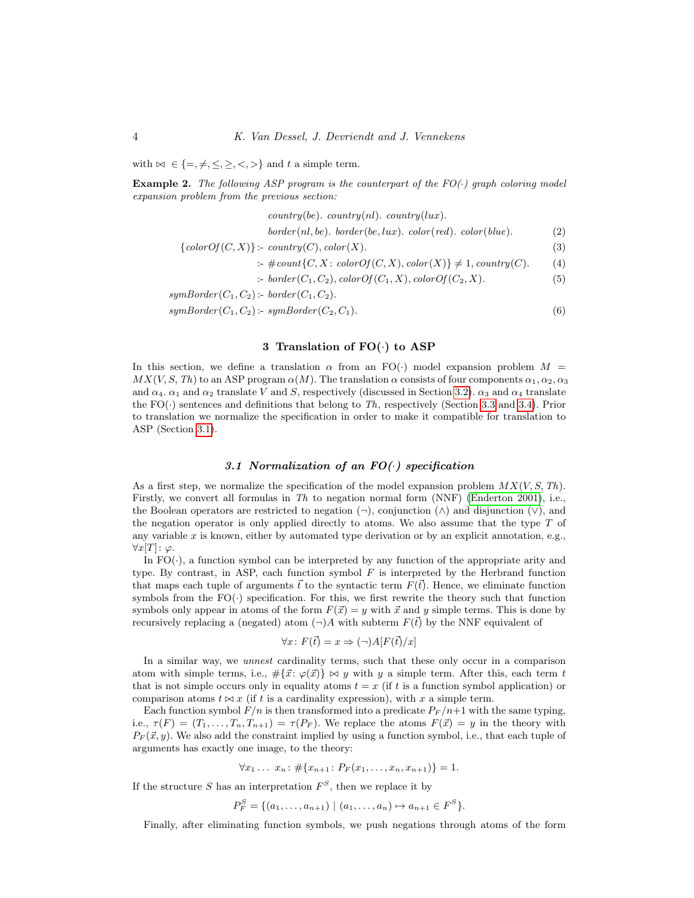with $\bowtie \in \{=, \neq, \leq, \geq, <, >\}$ and $t$ a simple term.

**Example 2.** *The following ASP program is the counterpart of the FO(·) graph coloring model expansion problem from the previous section:*

$$
\begin{aligned}
& \mathit{country}(be).\ \mathit{country}(nl).\ \mathit{country}(lux). \\
& \mathit{border}(nl, be).\ \mathit{border}(be, lux).\ \mathit{color}(red).\ \mathit{color}(blue). && (2)\\
\{\mathit{colorOf}(C, X)\} & \text{ :- } \mathit{country}(C), \mathit{color}(X). && (3)\\
& \text{ :- } \#\mathit{count}\{C, X \colon \mathit{colorOf}(C, X), \mathit{color}(X)\} \neq 1, \mathit{country}(C). && (4)\\
& \text{ :- } \mathit{border}(C_1, C_2), \mathit{colorOf}(C_1, X), \mathit{colorOf}(C_2, X). && (5)\\
\mathit{symBorder}(C_1, C_2) & \text{ :- } \mathit{border}(C_1, C_2). \\
\mathit{symBorder}(C_1, C_2) & \text{ :- } \mathit{symBorder}(C_2, C_1). && (6)
\end{aligned}
$$

## 3 Translation of FO(·) to ASP

In this section, we define a translation $\alpha$ from an FO(·) model expansion problem $M = MX(V, S, \mathit{Th})$ to an ASP program $\alpha(M)$. The translation $\alpha$ consists of four components $\alpha_1, \alpha_2, \alpha_3$ and $\alpha_4$. $\alpha_1$ and $\alpha_2$ translate $V$ and $S$, respectively (discussed in Section 3.2). $\alpha_3$ and $\alpha_4$ translate the FO(·) sentences and definitions that belong to $\mathit{Th}$, respectively (Section 3.3 and 3.4). Prior to translation we normalize the specification in order to make it compatible for translation to ASP (Section 3.1).

### *3.1 Normalization of an FO(·) specification*

As a first step, we normalize the specification of the model expansion problem $MX(V, S, \mathit{Th})$. Firstly, we convert all formulas in $\mathit{Th}$ to negation normal form (NNF) (Enderton 2001), i.e., the Boolean operators are restricted to negation ($\neg$), conjunction ($\wedge$) and disjunction ($\vee$), and the negation operator is only applied directly to atoms. We also assume that the type $T$ of any variable $x$ is known, either by automated type derivation or by an explicit annotation, e.g., $\forall x[T] \colon \varphi$.

In FO(·), a function symbol can be interpreted by any function of the appropriate arity and type. By contrast, in ASP, each function symbol $F$ is interpreted by the Herbrand function that maps each tuple of arguments $\vec{t}$ to the syntactic term $F(\vec{t})$. Hence, we eliminate function symbols from the FO(·) specification. For this, we first rewrite the theory such that function symbols only appear in atoms of the form $F(\vec{x}) = y$ with $\vec{x}$ and $y$ simple terms. This is done by recursively replacing a (negated) atom $(\neg)A$ with subterm $F(\vec{t})$ by the NNF equivalent of

$$\forall x \colon F(\vec{t}) = x \Rightarrow (\neg)A[F(\vec{t})/x]$$

In a similar way, we *unnest* cardinality terms, such that these only occur in a comparison atom with simple terms, i.e., $\#\{\vec{x} \colon \varphi(\vec{x})\} \bowtie y$ with $y$ a simple term. After this, each term $t$ that is not simple occurs only in equality atoms $t = x$ (if $t$ is a function symbol application) or comparison atoms $t \bowtie x$ (if $t$ is a cardinality expression), with $x$ a simple term.

Each function symbol $F/n$ is then transformed into a predicate $P_F/n{+}1$ with the same typing, i.e., $\tau(F) = (T_1, \ldots, T_n, T_{n+1}) = \tau(P_F)$. We replace the atoms $F(\vec{x}) = y$ in the theory with $P_F(\vec{x}, y)$. We also add the constraint implied by using a function symbol, i.e., that each tuple of arguments has exactly one image, to the theory:

$$\forall x_1 \ldots\ x_n \colon \#\{x_{n+1} \colon P_F(x_1, \ldots, x_n, x_{n+1})\} = 1.$$

If the structure $S$ has an interpretation $F^S$, then we replace it by

$$P_F^S = \{(a_1, \ldots, a_{n+1}) \mid (a_1, \ldots, a_n) \mapsto a_{n+1} \in F^S\}.$$

Finally, after eliminating function symbols, we push negations through atoms of the form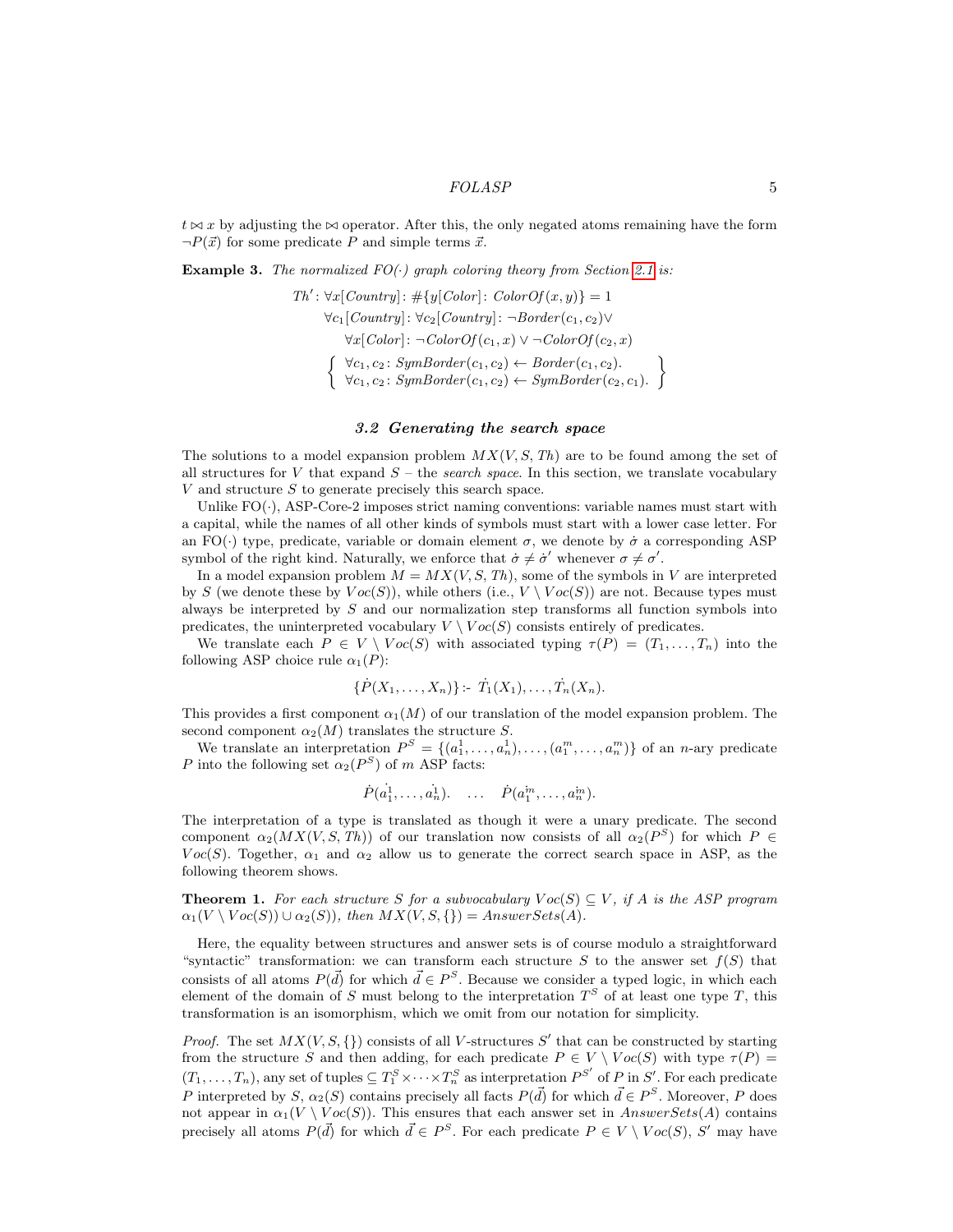$t \bowtie x$ by adjusting the $\bowtie$ operator. After this, the only negated atoms remaining have the form $\neg P(\vec{x})$ for some predicate $P$ and simple terms $\vec{x}$.

**Example 3.** *The normalized FO(·) graph coloring theory from Section 2.1 is:*

$$
\begin{aligned}
Th'\colon & \forall x[Country]\colon \#\{y[Color]\colon ColorOf(x,y)\} = 1 \\
& \forall c_1[Country]\colon \forall c_2[Country]\colon \neg Border(c_1,c_2) \vee \\
& \quad \forall x[Color]\colon \neg ColorOf(c_1,x) \vee \neg ColorOf(c_2,x) \\
& \left\{ \begin{array}{l} \forall c_1, c_2\colon SymBorder(c_1,c_2) \leftarrow Border(c_1,c_2). \\ \forall c_1, c_2\colon SymBorder(c_1,c_2) \leftarrow SymBorder(c_2,c_1). \end{array} \right\}
\end{aligned}
$$

### 3.2 Generating the search space

The solutions to a model expansion problem $MX(V,S,Th)$ are to be found among the set of all structures for $V$ that expand $S$ – the *search space*. In this section, we translate vocabulary $V$ and structure $S$ to generate precisely this search space.

Unlike FO(·), ASP-Core-2 imposes strict naming conventions: variable names must start with a capital, while the names of all other kinds of symbols must start with a lower case letter. For an FO(·) type, predicate, variable or domain element $\sigma$, we denote by $\dot{\sigma}$ a corresponding ASP symbol of the right kind. Naturally, we enforce that $\dot{\sigma} \neq \dot{\sigma}'$ whenever $\sigma \neq \sigma'$.

In a model expansion problem $M = MX(V,S,Th)$, some of the symbols in $V$ are interpreted by $S$ (we denote these by $Voc(S)$), while others (i.e., $V \setminus Voc(S)$) are not. Because types must always be interpreted by $S$ and our normalization step transforms all function symbols into predicates, the uninterpreted vocabulary $V \setminus Voc(S)$ consists entirely of predicates.

We translate each $P \in V \setminus Voc(S)$ with associated typing $\tau(P) = (T_1, \ldots, T_n)$ into the following ASP choice rule $\alpha_1(P)$:

$$\{\dot{P}(X_1, \ldots, X_n)\} \text{ :- } \dot{T_1}(X_1), \ldots, \dot{T_n}(X_n).$$

This provides a first component $\alpha_1(M)$ of our translation of the model expansion problem. The second component $\alpha_2(M)$ translates the structure $S$.

We translate an interpretation $P^S = \{(a_1^1, \ldots, a_n^1), \ldots, (a_1^m, \ldots, a_n^m)\}$ of an $n$-ary predicate $P$ into the following set $\alpha_2(P^S)$ of $m$ ASP facts:

$$\dot{P}(\dot{a_1^1}, \ldots, \dot{a_n^1}). \quad \ldots \quad \dot{P}(\dot{a_1^m}, \ldots, \dot{a_n^m}).$$

The interpretation of a type is translated as though it were a unary predicate. The second component $\alpha_2(MX(V,S,Th))$ of our translation now consists of all $\alpha_2(P^S)$ for which $P \in Voc(S)$. Together, $\alpha_1$ and $\alpha_2$ allow us to generate the correct search space in ASP, as the following theorem shows.

**Theorem 1.** *For each structure $S$ for a subvocabulary $Voc(S) \subseteq V$, if $A$ is the ASP program $\alpha_1(V \setminus Voc(S)) \cup \alpha_2(S)$), then $MX(V,S,\{\}) = AnswerSets(A)$.*

Here, the equality between structures and answer sets is of course modulo a straightforward "syntactic" transformation: we can transform each structure $S$ to the answer set $f(S)$ that consists of all atoms $P(\vec{d})$ for which $\vec{d} \in P^S$. Because we consider a typed logic, in which each element of the domain of $S$ must belong to the interpretation $T^S$ of at least one type $T$, this transformation is an isomorphism, which we omit from our notation for simplicity.

*Proof.* The set $MX(V,S,\{\})$ consists of all $V$-structures $S'$ that can be constructed by starting from the structure $S$ and then adding, for each predicate $P \in V \setminus Voc(S)$ with type $\tau(P) = (T_1, \ldots, T_n)$, any set of tuples $\subseteq T_1^S \times \cdots \times T_n^S$ as interpretation $P^{S'}$ of $P$ in $S'$. For each predicate $P$ interpreted by $S$, $\alpha_2(S)$ contains precisely all facts $P(\vec{d})$ for which $\vec{d} \in P^S$. Moreover, $P$ does not appear in $\alpha_1(V \setminus Voc(S))$. This ensures that each answer set in $AnswerSets(A)$ contains precisely all atoms $P(\vec{d})$ for which $\vec{d} \in P^S$. For each predicate $P \in V \setminus Voc(S)$, $S'$ may have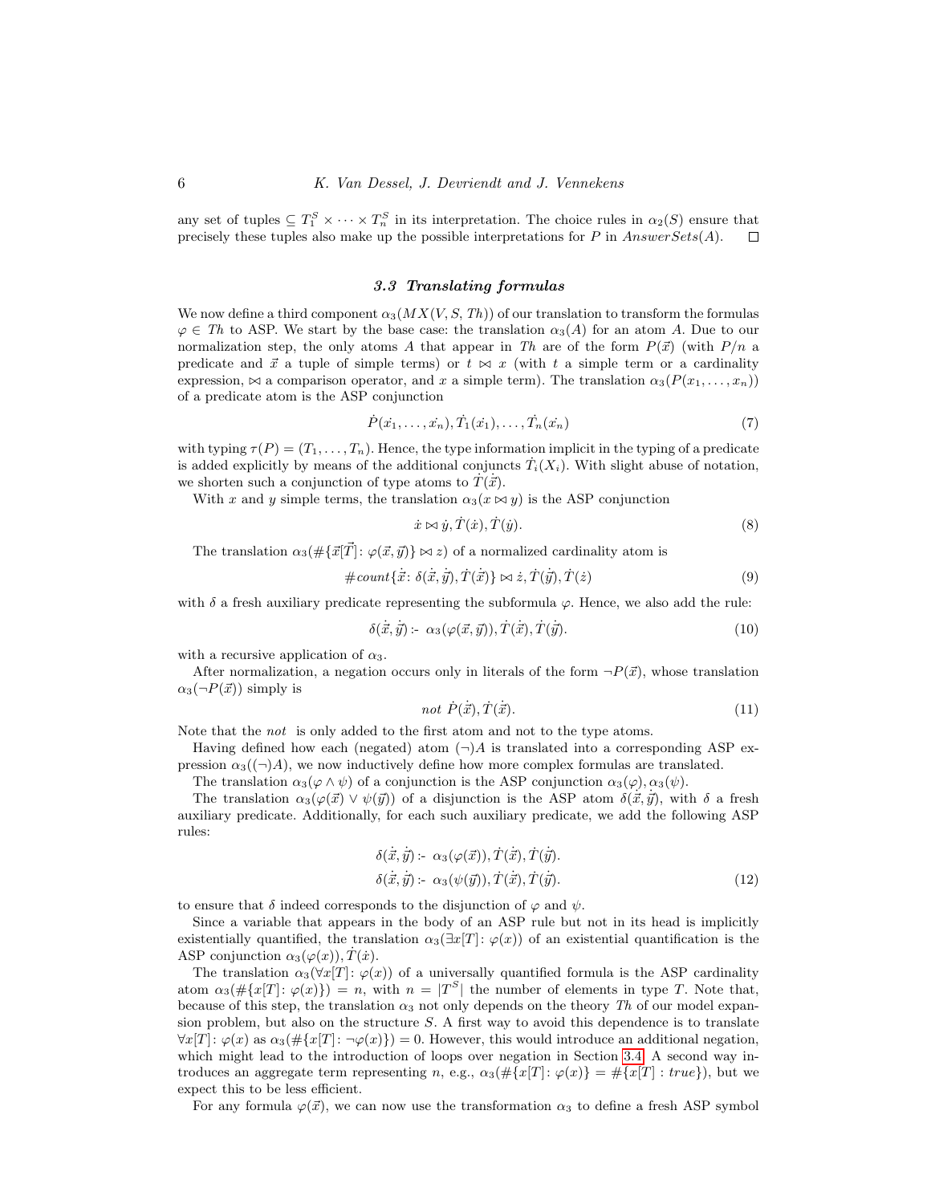any set of tuples $\subseteq T_1^S \times \cdots \times T_n^S$ in its interpretation. The choice rules in $\alpha_2(S)$ ensure that precisely these tuples also make up the possible interpretations for $P$ in $AnswerSets(A)$. □

### 3.3 Translating formulas

We now define a third component $\alpha_3(MX(V, S, Th))$ of our translation to transform the formulas $\varphi \in Th$ to ASP. We start by the base case: the translation $\alpha_3(A)$ for an atom $A$. Due to our normalization step, the only atoms $A$ that appear in $Th$ are of the form $P(\vec{x})$ (with $P/n$ a predicate and $\vec{x}$ a tuple of simple terms) or $t \bowtie x$ (with $t$ a simple term or a cardinality expression, $\bowtie$ a comparison operator, and $x$ a simple term). The translation $\alpha_3(P(x_1, \ldots, x_n))$ of a predicate atom is the ASP conjunction

$$\dot{P}(\dot{x_1}, \ldots, \dot{x_n}), \dot{T_1}(\dot{x_1}), \ldots, \dot{T_n}(\dot{x_n}) \tag{7}$$

with typing $\tau(P) = (T_1, \ldots, T_n)$. Hence, the type information implicit in the typing of a predicate is added explicitly by means of the additional conjuncts $\dot{T_i}(X_i)$. With slight abuse of notation, we shorten such a conjunction of type atoms to $\dot{T}(\dot{\vec{x}})$.

With $x$ and $y$ simple terms, the translation $\alpha_3(x \bowtie y)$ is the ASP conjunction

$$\dot{x} \bowtie \dot{y}, \dot{T}(\dot{x}), \dot{T}(\dot{y}). \tag{8}$$

The translation $\alpha_3(\#\{\vec{x}[\vec{T}]\colon \varphi(\vec{x}, \vec{y})\} \bowtie z)$ of a normalized cardinality atom is

$$\#count\{\dot{\vec{x}}\colon \delta(\dot{\vec{x}}, \dot{\vec{y}}), \dot{T}(\dot{\vec{x}})\} \bowtie \dot{z}, \dot{T}(\dot{\vec{y}}), \dot{T}(\dot{z}) \tag{9}$$

with $\delta$ a fresh auxiliary predicate representing the subformula $\varphi$. Hence, we also add the rule:

$$\delta(\dot{\vec{x}}, \dot{\vec{y}}) \coloneq \alpha_3(\varphi(\vec{x}, \vec{y})), \dot{T}(\dot{\vec{x}}), \dot{T}(\dot{\vec{y}}). \tag{10}$$

with a recursive application of $\alpha_3$.

After normalization, a negation occurs only in literals of the form $\neg P(\vec{x})$, whose translation $\alpha_3(\neg P(\vec{x}))$ simply is

$$not\ \dot{P}(\dot{\vec{x}}), \dot{T}(\dot{\vec{x}}). \tag{11}$$

Note that the *not* is only added to the first atom and not to the type atoms.

Having defined how each (negated) atom $(\neg)A$ is translated into a corresponding ASP expression $\alpha_3((\neg)A)$, we now inductively define how more complex formulas are translated.

The translation $\alpha_3(\varphi \wedge \psi)$ of a conjunction is the ASP conjunction $\alpha_3(\varphi), \alpha_3(\psi)$.

The translation $\alpha_3(\varphi(\vec{x}) \vee \psi(\vec{y}))$ of a disjunction is the ASP atom $\delta(\dot{\vec{x}}, \dot{\vec{y}})$, with $\delta$ a fresh auxiliary predicate. Additionally, for each such auxiliary predicate, we add the following ASP rules:

$$\begin{aligned} \delta(\dot{\vec{x}}, \dot{\vec{y}}) &\coloneq \alpha_3(\varphi(\vec{x})), \dot{T}(\dot{\vec{x}}), \dot{T}(\dot{\vec{y}}). \\ \delta(\dot{\vec{x}}, \dot{\vec{y}}) &\coloneq \alpha_3(\psi(\vec{y})), \dot{T}(\dot{\vec{x}}), \dot{T}(\dot{\vec{y}}). \end{aligned} \tag{12}$$

to ensure that $\delta$ indeed corresponds to the disjunction of $\varphi$ and $\psi$.

Since a variable that appears in the body of an ASP rule but not in its head is implicitly existentially quantified, the translation $\alpha_3(\exists x[T]\colon \varphi(x))$ of an existential quantification is the ASP conjunction $\alpha_3(\varphi(x)), \dot{T}(\dot{x})$.

The translation $\alpha_3(\forall x[T]\colon \varphi(x))$ of a universally quantified formula is the ASP cardinality atom $\alpha_3(\#\{x[T]\colon \varphi(x)\}) = n$, with $n = |T^S|$ the number of elements in type $T$. Note that, because of this step, the translation $\alpha_3$ not only depends on the theory $Th$ of our model expansion problem, but also on the structure $S$. A first way to avoid this dependence is to translate $\forall x[T]\colon \varphi(x)$ as $\alpha_3(\#\{x[T]\colon \neg\varphi(x)\}) = 0$. However, this would introduce an additional negation, which might lead to the introduction of loops over negation in Section 3.4. A second way introduces an aggregate term representing $n$, e.g., $\alpha_3(\#\{x[T]\colon \varphi(x)\} = \#\{x[T] : true\})$, but we expect this to be less efficient.

For any formula $\varphi(\vec{x})$, we can now use the transformation $\alpha_3$ to define a fresh ASP symbol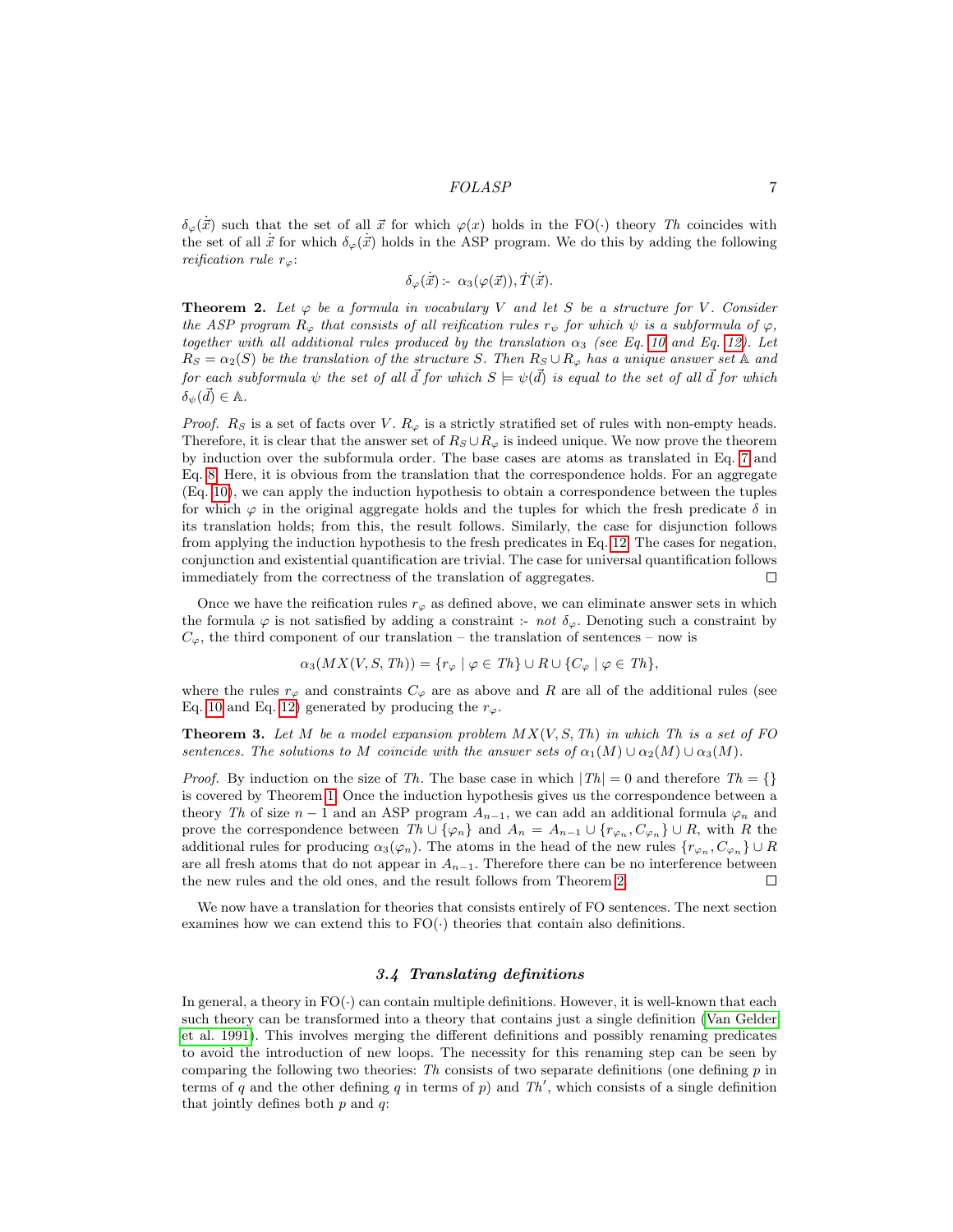$\delta_\varphi(\dot{\vec{x}})$ such that the set of all $\vec{x}$ for which $\varphi(x)$ holds in the FO($\cdot$) theory *Th* coincides with the set of all $\dot{\vec{x}}$ for which $\delta_\varphi(\dot{\vec{x}})$ holds in the ASP program. We do this by adding the following *reification rule* $r_\varphi$:

$$\delta_\varphi(\dot{\vec{x}}) \text{:- } \alpha_3(\varphi(\vec{x})), \dot{T}(\dot{\vec{x}}).$$

**Theorem 2.** *Let $\varphi$ be a formula in vocabulary $V$ and let $S$ be a structure for $V$. Consider the ASP program $R_\varphi$ that consists of all reification rules $r_\psi$ for which $\psi$ is a subformula of $\varphi$, together with all additional rules produced by the translation $\alpha_3$ (see Eq. 10 and Eq. 12). Let $R_S = \alpha_2(S)$ be the translation of the structure $S$. Then $R_S \cup R_\varphi$ has a unique answer set $\mathbb{A}$ and for each subformula $\psi$ the set of all $\vec{d}$ for which $S \models \psi(\vec{d})$ is equal to the set of all $\vec{d}$ for which $\delta_\psi(\vec{d}) \in \mathbb{A}$.*

*Proof.* $R_S$ is a set of facts over $V$. $R_\varphi$ is a strictly stratified set of rules with non-empty heads. Therefore, it is clear that the answer set of $R_S \cup R_\varphi$ is indeed unique. We now prove the theorem by induction over the subformula order. The base cases are atoms as translated in Eq. 7 and Eq. 8. Here, it is obvious from the translation that the correspondence holds. For an aggregate (Eq. 10), we can apply the induction hypothesis to obtain a correspondence between the tuples for which $\varphi$ in the original aggregate holds and the tuples for which the fresh predicate $\delta$ in its translation holds; from this, the result follows. Similarly, the case for disjunction follows from applying the induction hypothesis to the fresh predicates in Eq. 12. The cases for negation, conjunction and existential quantification are trivial. The case for universal quantification follows immediately from the correctness of the translation of aggregates. □

Once we have the reification rules $r_\varphi$ as defined above, we can eliminate answer sets in which the formula $\varphi$ is not satisfied by adding a constraint :- *not* $\delta_\varphi$. Denoting such a constraint by $C_\varphi$, the third component of our translation – the translation of sentences – now is

$$\alpha_3(MX(V, S, Th)) = \{r_\varphi \mid \varphi \in Th\} \cup R \cup \{C_\varphi \mid \varphi \in Th\},$$

where the rules $r_\varphi$ and constraints $C_\varphi$ are as above and $R$ are all of the additional rules (see Eq. 10 and Eq. 12) generated by producing the $r_\varphi$.

**Theorem 3.** *Let $M$ be a model expansion problem $MX(V, S, Th)$ in which $Th$ is a set of FO sentences. The solutions to $M$ coincide with the answer sets of $\alpha_1(M) \cup \alpha_2(M) \cup \alpha_3(M)$.*

*Proof.* By induction on the size of *Th*. The base case in which $|Th| = 0$ and therefore $Th = \{\}$ is covered by Theorem 1. Once the induction hypothesis gives us the correspondence between a theory *Th* of size $n-1$ and an ASP program $A_{n-1}$, we can add an additional formula $\varphi_n$ and prove the correspondence between $Th \cup \{\varphi_n\}$ and $A_n = A_{n-1} \cup \{r_{\varphi_n}, C_{\varphi_n}\} \cup R$, with $R$ the additional rules for producing $\alpha_3(\varphi_n)$. The atoms in the head of the new rules $\{r_{\varphi_n}, C_{\varphi_n}\} \cup R$ are all fresh atoms that do not appear in $A_{n-1}$. Therefore there can be no interference between the new rules and the old ones, and the result follows from Theorem 2. □

We now have a translation for theories that consists entirely of FO sentences. The next section examines how we can extend this to FO($\cdot$) theories that contain also definitions.

### *3.4 Translating definitions*

In general, a theory in FO($\cdot$) can contain multiple definitions. However, it is well-known that each such theory can be transformed into a theory that contains just a single definition (Van Gelder et al. 1991). This involves merging the different definitions and possibly renaming predicates to avoid the introduction of new loops. The necessity for this renaming step can be seen by comparing the following two theories: *Th* consists of two separate definitions (one defining $p$ in terms of $q$ and the other defining $q$ in terms of $p$) and $Th'$, which consists of a single definition that jointly defines both $p$ and $q$: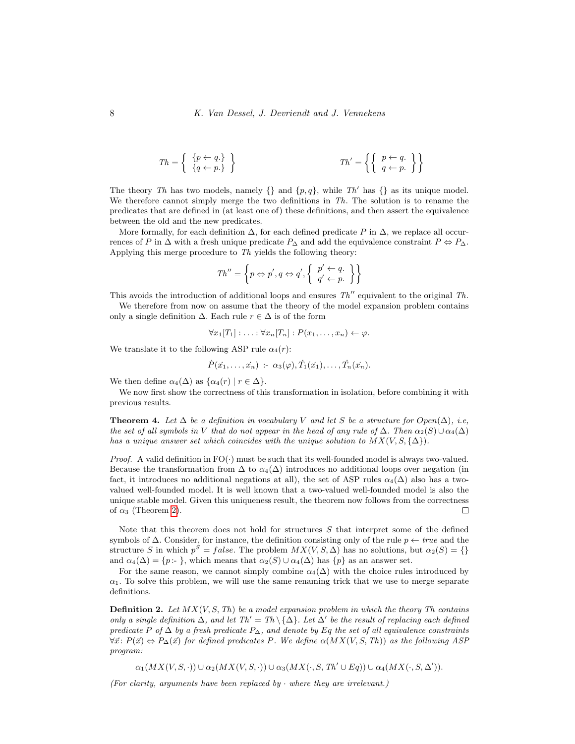$$Th = \left\{ \begin{array}{l} \{p \leftarrow q.\} \\ \{q \leftarrow p.\} \end{array} \right\} \qquad\qquad Th' = \left\{ \left\{ \begin{array}{l} p \leftarrow q. \\ q \leftarrow p. \end{array} \right\} \right\}$$

The theory $Th$ has two models, namely $\{\}$ and $\{p, q\}$, while $Th'$ has $\{\}$ as its unique model. We therefore cannot simply merge the two definitions in $Th$. The solution is to rename the predicates that are defined in (at least one of) these definitions, and then assert the equivalence between the old and the new predicates.

More formally, for each definition $\Delta$, for each defined predicate $P$ in $\Delta$, we replace all occurrences of $P$ in $\Delta$ with a fresh unique predicate $P_\Delta$ and add the equivalence constraint $P \Leftrightarrow P_\Delta$. Applying this merge procedure to $Th$ yields the following theory:

$$Th'' = \left\{ p \Leftrightarrow p', q \Leftrightarrow q', \left\{ \begin{array}{l} p' \leftarrow q. \\ q' \leftarrow p. \end{array} \right\} \right\}$$

This avoids the introduction of additional loops and ensures $Th''$ equivalent to the original $Th$.

We therefore from now on assume that the theory of the model expansion problem contains only a single definition $\Delta$. Each rule $r \in \Delta$ is of the form

$$\forall x_1[T_1] : \ldots : \forall x_n[T_n] : P(x_1, \ldots, x_n) \leftarrow \varphi.$$

We translate it to the following ASP rule $\alpha_4(r)$:

$$\dot{P}(\dot{x_1}, \ldots, \dot{x_n}) \text{ :- } \alpha_3(\varphi), \dot{T_1}(\dot{x_1}), \ldots, \dot{T_n}(\dot{x_n}).$$

We then define $\alpha_4(\Delta)$ as $\{\alpha_4(r) \mid r \in \Delta\}$.

We now first show the correctness of this transformation in isolation, before combining it with previous results.

**Theorem 4.** *Let $\Delta$ be a definition in vocabulary $V$ and let $S$ be a structure for $Open(\Delta)$, i.e, the set of all symbols in $V$ that do not appear in the head of any rule of $\Delta$. Then $\alpha_2(S) \cup \alpha_4(\Delta)$ has a unique answer set which coincides with the unique solution to $MX(V, S, \{\Delta\})$.*

*Proof.* A valid definition in FO($\cdot$) must be such that its well-founded model is always two-valued. Because the transformation from $\Delta$ to $\alpha_4(\Delta)$ introduces no additional loops over negation (in fact, it introduces no additional negations at all), the set of ASP rules $\alpha_4(\Delta)$ also has a two-valued well-founded model. It is well known that a two-valued well-founded model is also the unique stable model. Given this uniqueness result, the theorem now follows from the correctness of $\alpha_3$ (Theorem 2). ◻

Note that this theorem does not hold for structures $S$ that interpret some of the defined symbols of $\Delta$. Consider, for instance, the definition consisting only of the rule $p \leftarrow true$ and the structure $S$ in which $p^S = false$. The problem $MX(V, S, \Delta)$ has no solutions, but $\alpha_2(S) = \{\}$ and $\alpha_4(\Delta) = \{p \text{ :- }\}$, which means that $\alpha_2(S) \cup \alpha_4(\Delta)$ has $\{p\}$ as an answer set.

For the same reason, we cannot simply combine $\alpha_4(\Delta)$ with the choice rules introduced by $\alpha_1$. To solve this problem, we will use the same renaming trick that we use to merge separate definitions.

**Definition 2.** *Let $MX(V, S, Th)$ be a model expansion problem in which the theory $Th$ contains only a single definition $\Delta$, and let $Th' = Th \setminus \{\Delta\}$. Let $\Delta'$ be the result of replacing each defined predicate $P$ of $\Delta$ by a fresh predicate $P_\Delta$, and denote by $Eq$ the set of all equivalence constraints $\forall \vec{x} \colon P(\vec{x}) \Leftrightarrow P_\Delta(\vec{x})$ for defined predicates $P$. We define $\alpha(MX(V, S, Th))$ as the following ASP program:*

$$\alpha_1(MX(V, S, \cdot)) \cup \alpha_2(MX(V, S, \cdot)) \cup \alpha_3(MX(\cdot, S, Th' \cup Eq)) \cup \alpha_4(MX(\cdot, S, \Delta')).$$

*(For clarity, arguments have been replaced by $\cdot$ where they are irrelevant.)*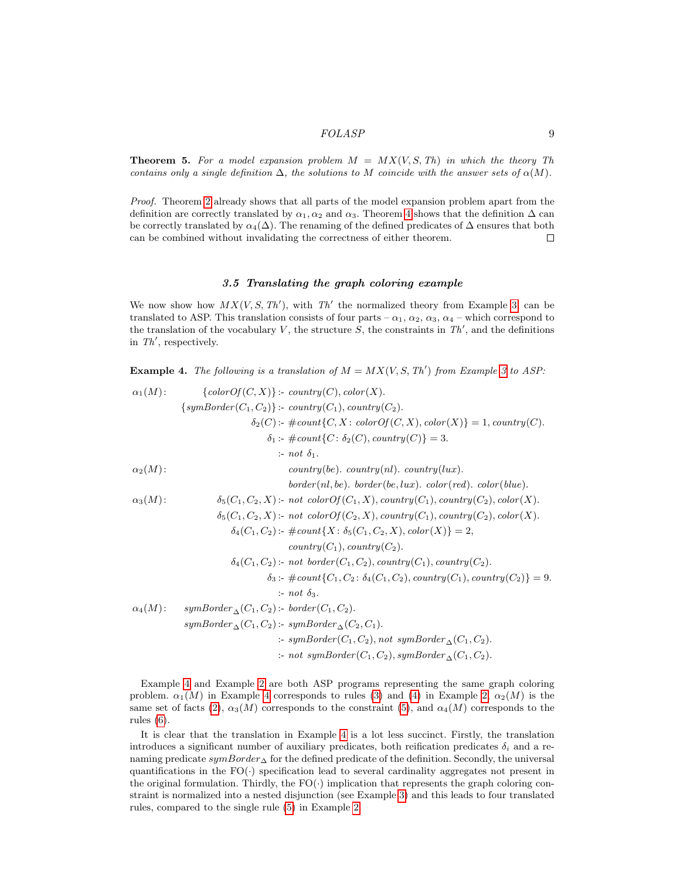**Theorem 5.** *For a model expansion problem $M = MX(V, S, Th)$ in which the theory $Th$ contains only a single definition $\Delta$, the solutions to $M$ coincide with the answer sets of $\alpha(M)$.*

*Proof.* Theorem 2 already shows that all parts of the model expansion problem apart from the definition are correctly translated by $\alpha_1, \alpha_2$ and $\alpha_3$. Theorem 4 shows that the definition $\Delta$ can be correctly translated by $\alpha_4(\Delta)$. The renaming of the defined predicates of $\Delta$ ensures that both can be combined without invalidating the correctness of either theorem. □

### *3.5 Translating the graph coloring example*

We now show how $MX(V, S, Th')$, with $Th'$ the normalized theory from Example 3, can be translated to ASP. This translation consists of four parts – $\alpha_1$, $\alpha_2$, $\alpha_3$, $\alpha_4$ – which correspond to the translation of the vocabulary $V$, the structure $S$, the constraints in $Th'$, and the definitions in $Th'$, respectively.

**Example 4.** *The following is a translation of $M = MX(V, S, Th')$ from Example 3 to ASP:*

$$
\begin{array}{lrl}
\alpha_1(M)\colon & \{colorOf(C,X)\} & \text{:- } country(C), color(X). \\
 & \{symBorder(C_1,C_2)\} & \text{:- } country(C_1), country(C_2). \\
 & \delta_2(C) & \text{:- } \#count\{C, X\colon colorOf(C,X), color(X)\} = 1, country(C). \\
 & \delta_1 & \text{:- } \#count\{C\colon \delta_2(C), country(C)\} = 3. \\
 & & \text{:- } not\ \delta_1. \\
\alpha_2(M)\colon & & country(be).\ country(nl).\ country(lux). \\
 & & border(nl,be).\ border(be,lux).\ color(red).\ color(blue). \\
\alpha_3(M)\colon & \delta_5(C_1,C_2,X) & \text{:- } not\ colorOf(C_1,X), country(C_1), country(C_2), color(X). \\
 & \delta_5(C_1,C_2,X) & \text{:- } not\ colorOf(C_2,X), country(C_1), country(C_2), color(X). \\
 & \delta_4(C_1,C_2) & \text{:- } \#count\{X\colon \delta_5(C_1,C_2,X), color(X)\} = 2, \\
 & & \quad country(C_1), country(C_2). \\
 & \delta_4(C_1,C_2) & \text{:- } not\ border(C_1,C_2), country(C_1), country(C_2). \\
 & \delta_3 & \text{:- } \#count\{C_1, C_2\colon \delta_4(C_1,C_2), country(C_1), country(C_2)\} = 9. \\
 & & \text{:- } not\ \delta_3. \\
\alpha_4(M)\colon & symBorder_\Delta(C_1,C_2) & \text{:- } border(C_1,C_2). \\
 & symBorder_\Delta(C_1,C_2) & \text{:- } symBorder_\Delta(C_2,C_1). \\
 & & \text{:- } symBorder(C_1,C_2), not\ symBorder_\Delta(C_1,C_2). \\
 & & \text{:- } not\ symBorder(C_1,C_2), symBorder_\Delta(C_1,C_2).
\end{array}
$$

Example 4 and Example 2 are both ASP programs representing the same graph coloring problem. $\alpha_1(M)$ in Example 4 corresponds to rules (3) and (4) in Example 2. $\alpha_2(M)$ is the same set of facts (2), $\alpha_3(M)$ corresponds to the constraint (5), and $\alpha_4(M)$ corresponds to the rules (6).

It is clear that the translation in Example 4 is a lot less succinct. Firstly, the translation introduces a significant number of auxiliary predicates, both reification predicates $\delta_i$ and a renaming predicate $symBorder_\Delta$ for the defined predicate of the definition. Secondly, the universal quantifications in the FO($\cdot$) specification lead to several cardinality aggregates not present in the original formulation. Thirdly, the FO($\cdot$) implication that represents the graph coloring constraint is normalized into a nested disjunction (see Example 3) and this leads to four translated rules, compared to the single rule (5) in Example 2.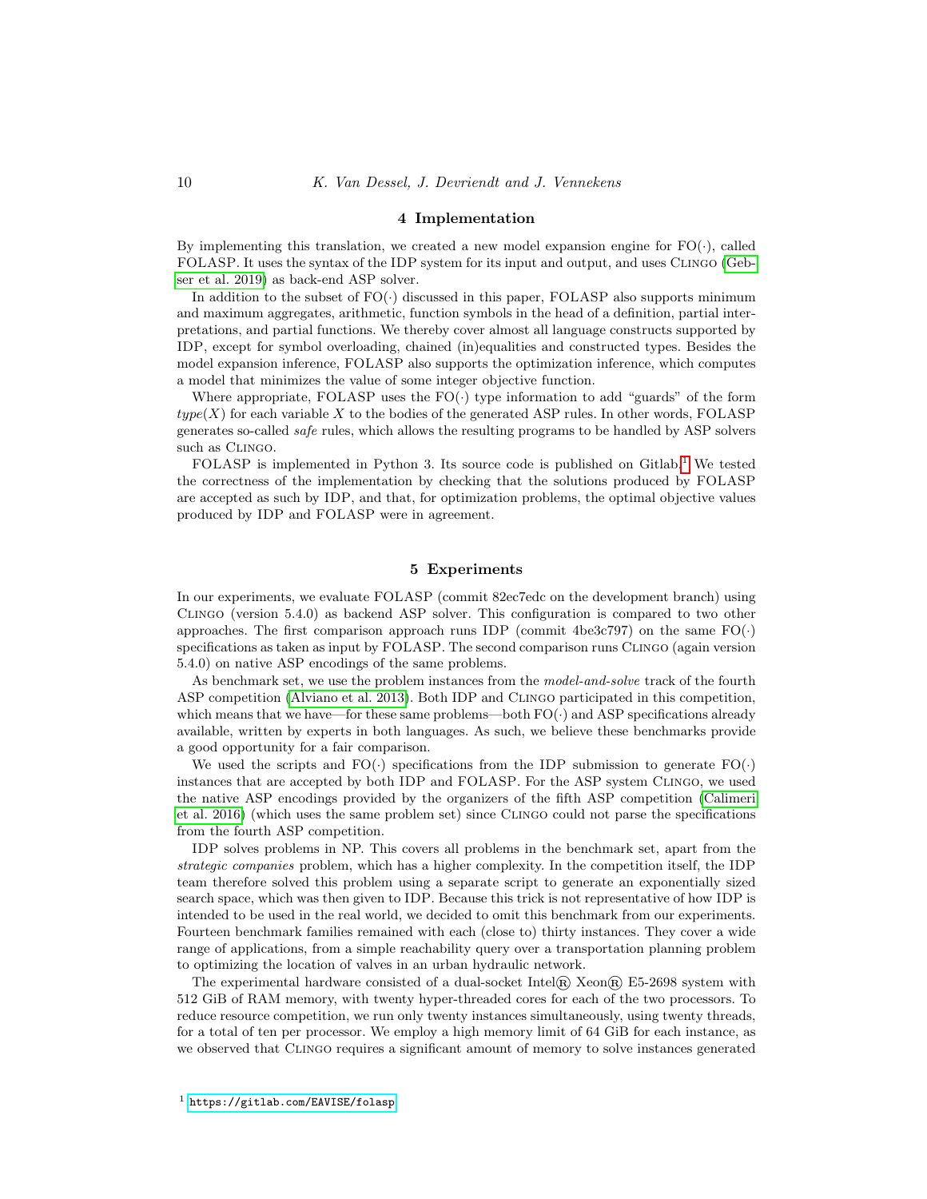## 4 Implementation

By implementing this translation, we created a new model expansion engine for FO(·), called FOLASP. It uses the syntax of the IDP system for its input and output, and uses Clingo (Gebser et al. 2019) as back-end ASP solver.

In addition to the subset of FO(·) discussed in this paper, FOLASP also supports minimum and maximum aggregates, arithmetic, function symbols in the head of a definition, partial interpretations, and partial functions. We thereby cover almost all language constructs supported by IDP, except for symbol overloading, chained (in)equalities and constructed types. Besides the model expansion inference, FOLASP also supports the optimization inference, which computes a model that minimizes the value of some integer objective function.

Where appropriate, FOLASP uses the FO(·) type information to add "guards" of the form *type*($X$) for each variable $X$ to the bodies of the generated ASP rules. In other words, FOLASP generates so-called *safe* rules, which allows the resulting programs to be handled by ASP solvers such as Clingo.

FOLASP is implemented in Python 3. Its source code is published on Gitlab.[1] We tested the correctness of the implementation by checking that the solutions produced by FOLASP are accepted as such by IDP, and that, for optimization problems, the optimal objective values produced by IDP and FOLASP were in agreement.

## 5 Experiments

In our experiments, we evaluate FOLASP (commit 82ec7edc on the development branch) using Clingo (version 5.4.0) as backend ASP solver. This configuration is compared to two other approaches. The first comparison approach runs IDP (commit 4be3c797) on the same FO(·) specifications as taken as input by FOLASP. The second comparison runs Clingo (again version 5.4.0) on native ASP encodings of the same problems.

As benchmark set, we use the problem instances from the *model-and-solve* track of the fourth ASP competition (Alviano et al. 2013). Both IDP and Clingo participated in this competition, which means that we have—for these same problems—both FO(·) and ASP specifications already available, written by experts in both languages. As such, we believe these benchmarks provide a good opportunity for a fair comparison.

We used the scripts and FO(·) specifications from the IDP submission to generate FO(·) instances that are accepted by both IDP and FOLASP. For the ASP system Clingo, we used the native ASP encodings provided by the organizers of the fifth ASP competition (Calimeri et al. 2016) (which uses the same problem set) since Clingo could not parse the specifications from the fourth ASP competition.

IDP solves problems in NP. This covers all problems in the benchmark set, apart from the *strategic companies* problem, which has a higher complexity. In the competition itself, the IDP team therefore solved this problem using a separate script to generate an exponentially sized search space, which was then given to IDP. Because this trick is not representative of how IDP is intended to be used in the real world, we decided to omit this benchmark from our experiments. Fourteen benchmark families remained with each (close to) thirty instances. They cover a wide range of applications, from a simple reachability query over a transportation planning problem to optimizing the location of valves in an urban hydraulic network.

The experimental hardware consisted of a dual-socket Intel® Xeon® E5-2698 system with 512 GiB of RAM memory, with twenty hyper-threaded cores for each of the two processors. To reduce resource competition, we run only twenty instances simultaneously, using twenty threads, for a total of ten per processor. We employ a high memory limit of 64 GiB for each instance, as we observed that Clingo requires a significant amount of memory to solve instances generated

[1] https://gitlab.com/EAVISE/folasp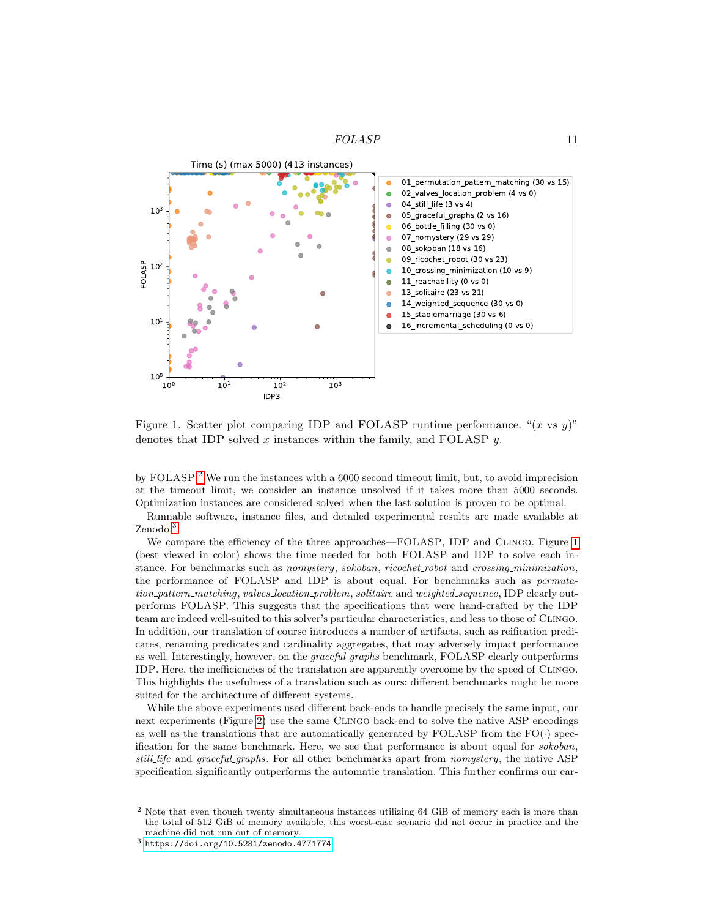Figure 1. Scatter plot comparing IDP and FOLASP runtime performance. "($x$ vs $y$)" denotes that IDP solved $x$ instances within the family, and FOLASP $y$.

by FOLASP.[2] We run the instances with a 6000 second timeout limit, but, to avoid imprecision at the timeout limit, we consider an instance unsolved if it takes more than 5000 seconds. Optimization instances are considered solved when the last solution is proven to be optimal.

Runnable software, instance files, and detailed experimental results are made available at Zenodo.[3]

We compare the efficiency of the three approaches—FOLASP, IDP and Clingo. Figure 1 (best viewed in color) shows the time needed for both FOLASP and IDP to solve each instance. For benchmarks such as *nomystery*, *sokoban*, *ricochet_robot* and *crossing_minimization*, the performance of FOLASP and IDP is about equal. For benchmarks such as *permutation_pattern_matching*, *valves_location_problem*, *solitaire* and *weighted_sequence*, IDP clearly outperforms FOLASP. This suggests that the specifications that were hand-crafted by the IDP team are indeed well-suited to this solver's particular characteristics, and less to those of Clingo. In addition, our translation of course introduces a number of artifacts, such as reification predicates, renaming predicates and cardinality aggregates, that may adversely impact performance as well. Interestingly, however, on the *graceful_graphs* benchmark, FOLASP clearly outperforms IDP. Here, the inefficiencies of the translation are apparently overcome by the speed of Clingo. This highlights the usefulness of a translation such as ours: different benchmarks might be more suited for the architecture of different systems.

While the above experiments used different back-ends to handle precisely the same input, our next experiments (Figure 2) use the same Clingo back-end to solve the native ASP encodings as well as the translations that are automatically generated by FOLASP from the FO($\cdot$) specification for the same benchmark. Here, we see that performance is about equal for *sokoban*, *still_life* and *graceful_graphs*. For all other benchmarks apart from *nomystery*, the native ASP specification significantly outperforms the automatic translation. This further confirms our ear-

[2] Note that even though twenty simultaneous instances utilizing 64 GiB of memory each is more than the total of 512 GiB of memory available, this worst-case scenario did not occur in practice and the machine did not run out of memory.

[3] https://doi.org/10.5281/zenodo.4771774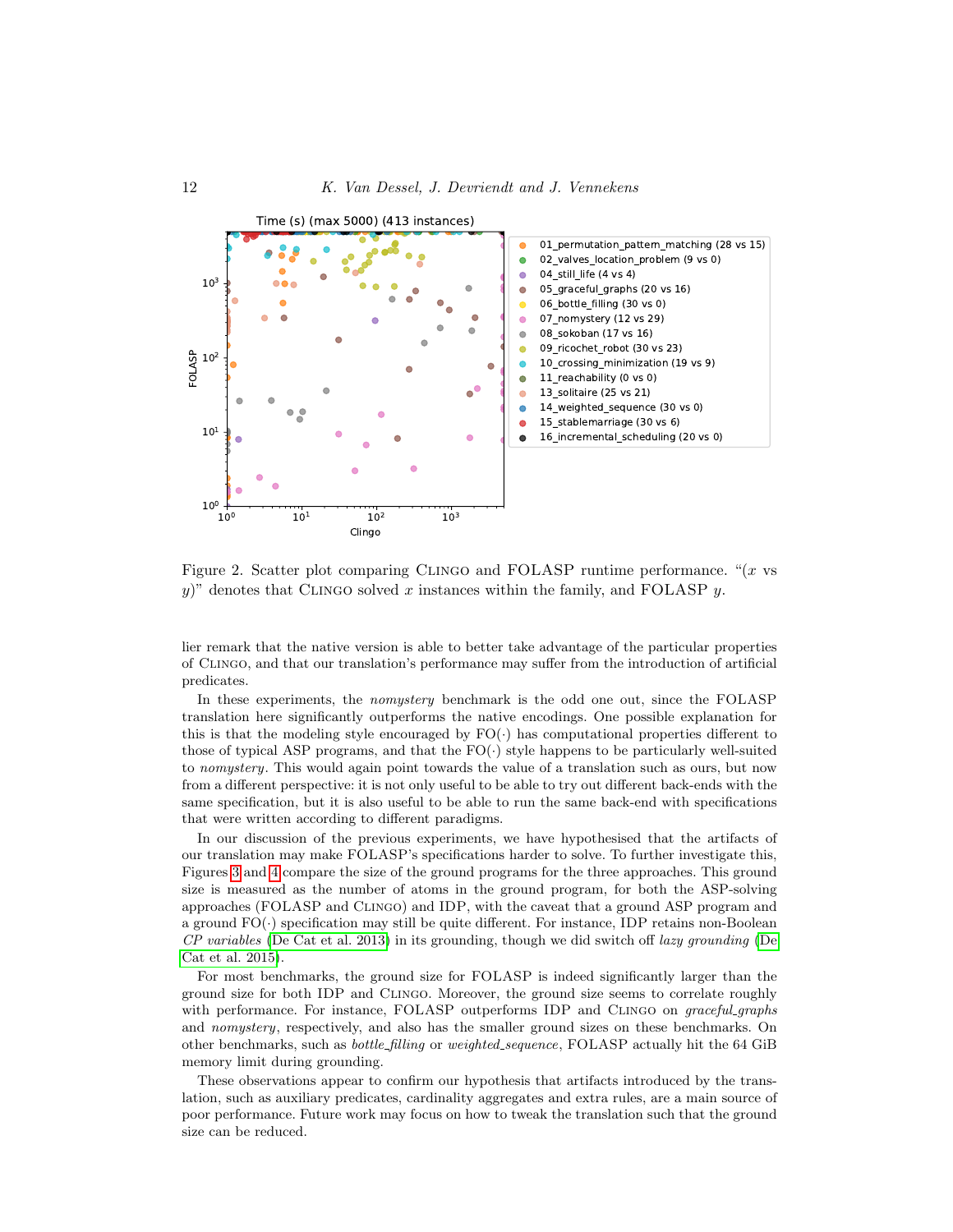Figure 2. Scatter plot comparing CLINGO and FOLASP runtime performance. "($x$ vs $y$)" denotes that CLINGO solved $x$ instances within the family, and FOLASP $y$.

lier remark that the native version is able to better take advantage of the particular properties of CLINGO, and that our translation's performance may suffer from the introduction of artificial predicates.

In these experiments, the *nomystery* benchmark is the odd one out, since the FOLASP translation here significantly outperforms the native encodings. One possible explanation for this is that the modeling style encouraged by FO(·) has computational properties different to those of typical ASP programs, and that the FO(·) style happens to be particularly well-suited to *nomystery*. This would again point towards the value of a translation such as ours, but now from a different perspective: it is not only useful to be able to try out different back-ends with the same specification, but it is also useful to be able to run the same back-end with specifications that were written according to different paradigms.

In our discussion of the previous experiments, we have hypothesised that the artifacts of our translation may make FOLASP's specifications harder to solve. To further investigate this, Figures 3 and 4 compare the size of the ground programs for the three approaches. This ground size is measured as the number of atoms in the ground program, for both the ASP-solving approaches (FOLASP and CLINGO) and IDP, with the caveat that a ground ASP program and a ground FO(·) specification may still be quite different. For instance, IDP retains non-Boolean *CP variables* (De Cat et al. 2013) in its grounding, though we did switch off *lazy grounding* (De Cat et al. 2015).

For most benchmarks, the ground size for FOLASP is indeed significantly larger than the ground size for both IDP and CLINGO. Moreover, the ground size seems to correlate roughly with performance. For instance, FOLASP outperforms IDP and CLINGO on *graceful_graphs* and *nomystery*, respectively, and also has the smaller ground sizes on these benchmarks. On other benchmarks, such as *bottle_filling* or *weighted_sequence*, FOLASP actually hit the 64 GiB memory limit during grounding.

These observations appear to confirm our hypothesis that artifacts introduced by the translation, such as auxiliary predicates, cardinality aggregates and extra rules, are a main source of poor performance. Future work may focus on how to tweak the translation such that the ground size can be reduced.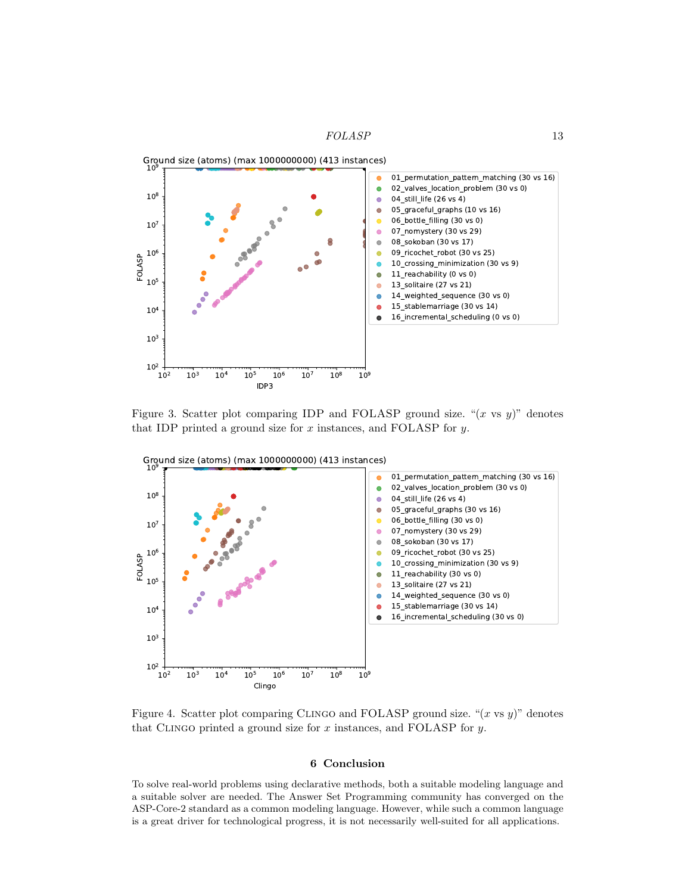Figure 3. Scatter plot comparing IDP and FOLASP ground size. "($x$ vs $y$)" denotes that IDP printed a ground size for $x$ instances, and FOLASP for $y$.

Figure 4. Scatter plot comparing Clingo and FOLASP ground size. "($x$ vs $y$)" denotes that Clingo printed a ground size for $x$ instances, and FOLASP for $y$.

## 6 Conclusion

To solve real-world problems using declarative methods, both a suitable modeling language and a suitable solver are needed. The Answer Set Programming community has converged on the ASP-Core-2 standard as a common modeling language. However, while such a common language is a great driver for technological progress, it is not necessarily well-suited for all applications.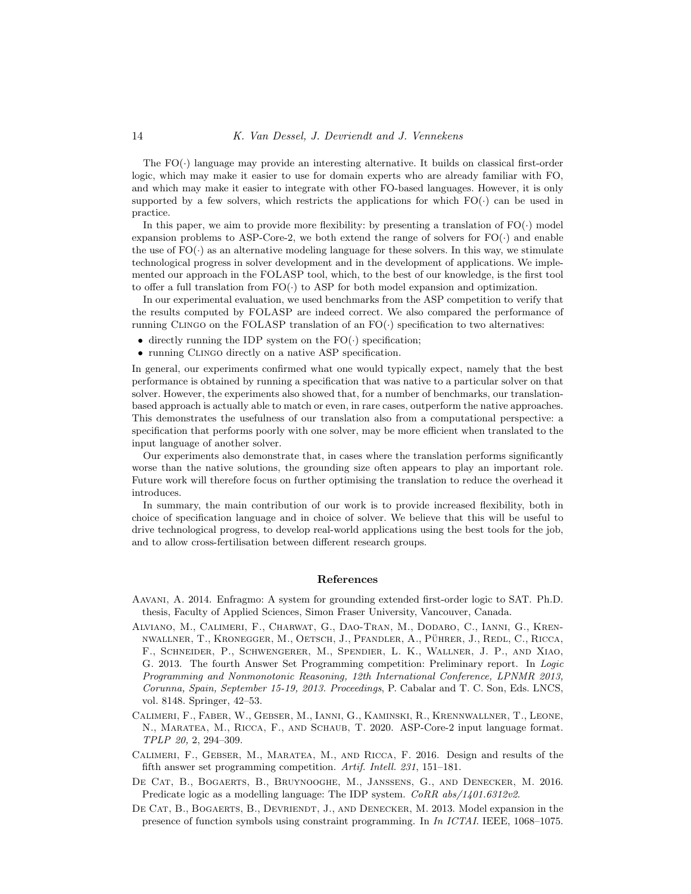The FO(·) language may provide an interesting alternative. It builds on classical first-order logic, which may make it easier to use for domain experts who are already familiar with FO, and which may make it easier to integrate with other FO-based languages. However, it is only supported by a few solvers, which restricts the applications for which FO(·) can be used in practice.

In this paper, we aim to provide more flexibility: by presenting a translation of FO(·) model expansion problems to ASP-Core-2, we both extend the range of solvers for FO(·) and enable the use of FO(·) as an alternative modeling language for these solvers. In this way, we stimulate technological progress in solver development and in the development of applications. We implemented our approach in the FOLASP tool, which, to the best of our knowledge, is the first tool to offer a full translation from FO(·) to ASP for both model expansion and optimization.

In our experimental evaluation, we used benchmarks from the ASP competition to verify that the results computed by FOLASP are indeed correct. We also compared the performance of running Clingo on the FOLASP translation of an FO(·) specification to two alternatives:

- directly running the IDP system on the FO(·) specification;
- running Clingo directly on a native ASP specification.

In general, our experiments confirmed what one would typically expect, namely that the best performance is obtained by running a specification that was native to a particular solver on that solver. However, the experiments also showed that, for a number of benchmarks, our translation-based approach is actually able to match or even, in rare cases, outperform the native approaches. This demonstrates the usefulness of our translation also from a computational perspective: a specification that performs poorly with one solver, may be more efficient when translated to the input language of another solver.

Our experiments also demonstrate that, in cases where the translation performs significantly worse than the native solutions, the grounding size often appears to play an important role. Future work will therefore focus on further optimising the translation to reduce the overhead it introduces.

In summary, the main contribution of our work is to provide increased flexibility, both in choice of specification language and in choice of solver. We believe that this will be useful to drive technological progress, to develop real-world applications using the best tools for the job, and to allow cross-fertilisation between different research groups.

## References

Aavani, A. 2014. Enfragmo: A system for grounding extended first-order logic to SAT. Ph.D. thesis, Faculty of Applied Sciences, Simon Fraser University, Vancouver, Canada.

Alviano, M., Calimeri, F., Charwat, G., Dao-Tran, M., Dodaro, C., Ianni, G., Krennwallner, T., Kronegger, M., Oetsch, J., Pfandler, A., Pührer, J., Redl, C., Ricca, F., Schneider, P., Schwengerer, M., Spendier, L. K., Wallner, J. P., and Xiao, G. 2013. The fourth Answer Set Programming competition: Preliminary report. In *Logic Programming and Nonmonotonic Reasoning, 12th International Conference, LPNMR 2013, Corunna, Spain, September 15-19, 2013. Proceedings*, P. Cabalar and T. C. Son, Eds. LNCS, vol. 8148. Springer, 42–53.

Calimeri, F., Faber, W., Gebser, M., Ianni, G., Kaminski, R., Krennwallner, T., Leone, N., Maratea, M., Ricca, F., and Schaub, T. 2020. ASP-Core-2 input language format. *TPLP 20,* 2, 294–309.

Calimeri, F., Gebser, M., Maratea, M., and Ricca, F. 2016. Design and results of the fifth answer set programming competition. *Artif. Intell. 231*, 151–181.

De Cat, B., Bogaerts, B., Bruynooghe, M., Janssens, G., and Denecker, M. 2016. Predicate logic as a modelling language: The IDP system. *CoRR abs/1401.6312v2*.

De Cat, B., Bogaerts, B., Devriendt, J., and Denecker, M. 2013. Model expansion in the presence of function symbols using constraint programming. In *In ICTAI*. IEEE, 1068–1075.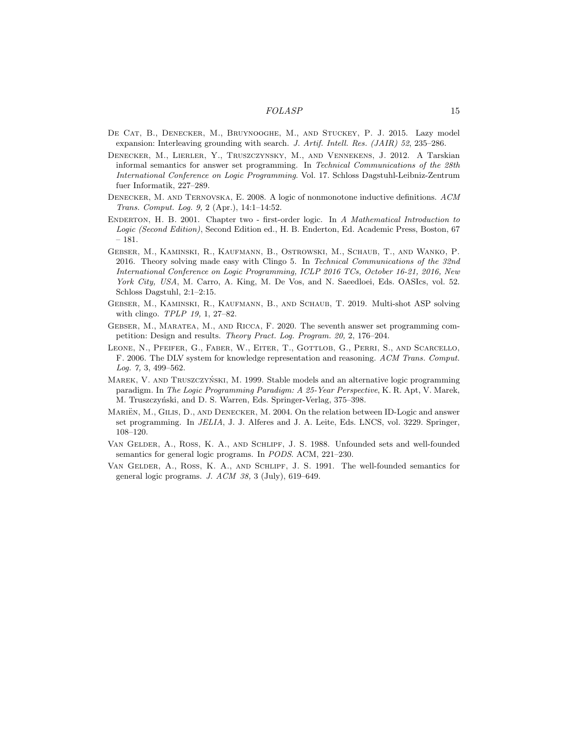De Cat, B., Denecker, M., Bruynooghe, M., and Stuckey, P. J. 2015. Lazy model expansion: Interleaving grounding with search. *J. Artif. Intell. Res. (JAIR) 52*, 235–286.

Denecker, M., Lierler, Y., Truszczynsky, M., and Vennekens, J. 2012. A Tarskian informal semantics for answer set programming. In *Technical Communications of the 28th International Conference on Logic Programming*. Vol. 17. Schloss Dagstuhl-Leibniz-Zentrum fuer Informatik, 227–289.

Denecker, M. and Ternovska, E. 2008. A logic of nonmonotone inductive definitions. *ACM Trans. Comput. Log. 9,* 2 (Apr.), 14:1–14:52.

Enderton, H. B. 2001. Chapter two - first-order logic. In *A Mathematical Introduction to Logic (Second Edition)*, Second Edition ed., H. B. Enderton, Ed. Academic Press, Boston, 67 – 181.

Gebser, M., Kaminski, R., Kaufmann, B., Ostrowski, M., Schaub, T., and Wanko, P. 2016. Theory solving made easy with Clingo 5. In *Technical Communications of the 32nd International Conference on Logic Programming, ICLP 2016 TCs, October 16-21, 2016, New York City, USA*, M. Carro, A. King, M. De Vos, and N. Saeedloei, Eds. OASIcs, vol. 52. Schloss Dagstuhl, 2:1–2:15.

Gebser, M., Kaminski, R., Kaufmann, B., and Schaub, T. 2019. Multi-shot ASP solving with clingo. *TPLP 19,* 1, 27–82.

Gebser, M., Maratea, M., and Ricca, F. 2020. The seventh answer set programming competition: Design and results. *Theory Pract. Log. Program. 20,* 2, 176–204.

Leone, N., Pfeifer, G., Faber, W., Eiter, T., Gottlob, G., Perri, S., and Scarcello, F. 2006. The DLV system for knowledge representation and reasoning. *ACM Trans. Comput. Log. 7,* 3, 499–562.

Marek, V. and Truszczyński, M. 1999. Stable models and an alternative logic programming paradigm. In *The Logic Programming Paradigm: A 25-Year Perspective*, K. R. Apt, V. Marek, M. Truszczyński, and D. S. Warren, Eds. Springer-Verlag, 375–398.

Mariën, M., Gilis, D., and Denecker, M. 2004. On the relation between ID-Logic and answer set programming. In *JELIA*, J. J. Alferes and J. A. Leite, Eds. LNCS, vol. 3229. Springer, 108–120.

Van Gelder, A., Ross, K. A., and Schlipf, J. S. 1988. Unfounded sets and well-founded semantics for general logic programs. In *PODS*. ACM, 221–230.

Van Gelder, A., Ross, K. A., and Schlipf, J. S. 1991. The well-founded semantics for general logic programs. *J. ACM 38,* 3 (July), 619–649.